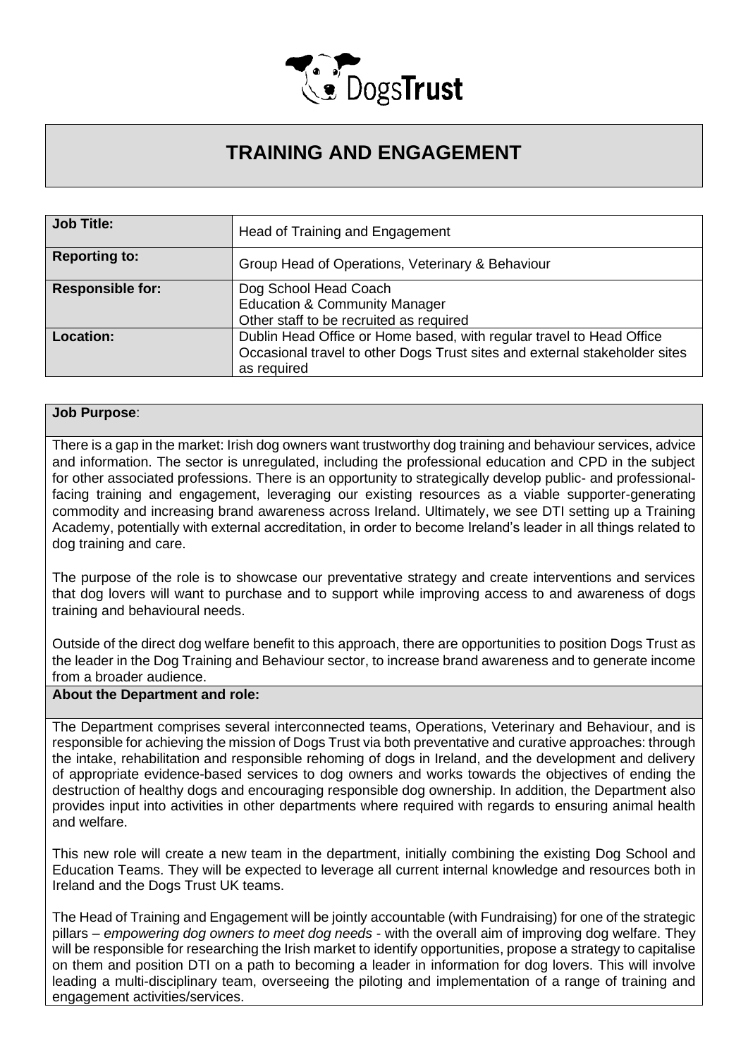DogsTrust

# TRAINING AND ENGAGEMENT

| | |
|---|---|
| **Job Title:** | Head of Training and Engagement |
| **Reporting to:** | Group Head of Operations, Veterinary & Behaviour |
| **Responsible for:** | Dog School Head Coach<br>Education & Community Manager<br>Other staff to be recruited as required |
| **Location:** | Dublin Head Office or Home based, with regular travel to Head Office<br>Occasional travel to other Dogs Trust sites and external stakeholder sites as required |

**Job Purpose**:

There is a gap in the market: Irish dog owners want trustworthy dog training and behaviour services, advice and information. The sector is unregulated, including the professional education and CPD in the subject for other associated professions. There is an opportunity to strategically develop public- and professional-facing training and engagement, leveraging our existing resources as a viable supporter-generating commodity and increasing brand awareness across Ireland. Ultimately, we see DTI setting up a Training Academy, potentially with external accreditation, in order to become Ireland's leader in all things related to dog training and care.

The purpose of the role is to showcase our preventative strategy and create interventions and services that dog lovers will want to purchase and to support while improving access to and awareness of dogs training and behavioural needs.

Outside of the direct dog welfare benefit to this approach, there are opportunities to position Dogs Trust as the leader in the Dog Training and Behaviour sector, to increase brand awareness and to generate income from a broader audience.

**About the Department and role:**

The Department comprises several interconnected teams, Operations, Veterinary and Behaviour, and is responsible for achieving the mission of Dogs Trust via both preventative and curative approaches: through the intake, rehabilitation and responsible rehoming of dogs in Ireland, and the development and delivery of appropriate evidence-based services to dog owners and works towards the objectives of ending the destruction of healthy dogs and encouraging responsible dog ownership. In addition, the Department also provides input into activities in other departments where required with regards to ensuring animal health and welfare.

This new role will create a new team in the department, initially combining the existing Dog School and Education Teams. They will be expected to leverage all current internal knowledge and resources both in Ireland and the Dogs Trust UK teams.

The Head of Training and Engagement will be jointly accountable (with Fundraising) for one of the strategic pillars – *empowering dog owners to meet dog needs* - with the overall aim of improving dog welfare. They will be responsible for researching the Irish market to identify opportunities, propose a strategy to capitalise on them and position DTI on a path to becoming a leader in information for dog lovers. This will involve leading a multi-disciplinary team, overseeing the piloting and implementation of a range of training and engagement activities/services.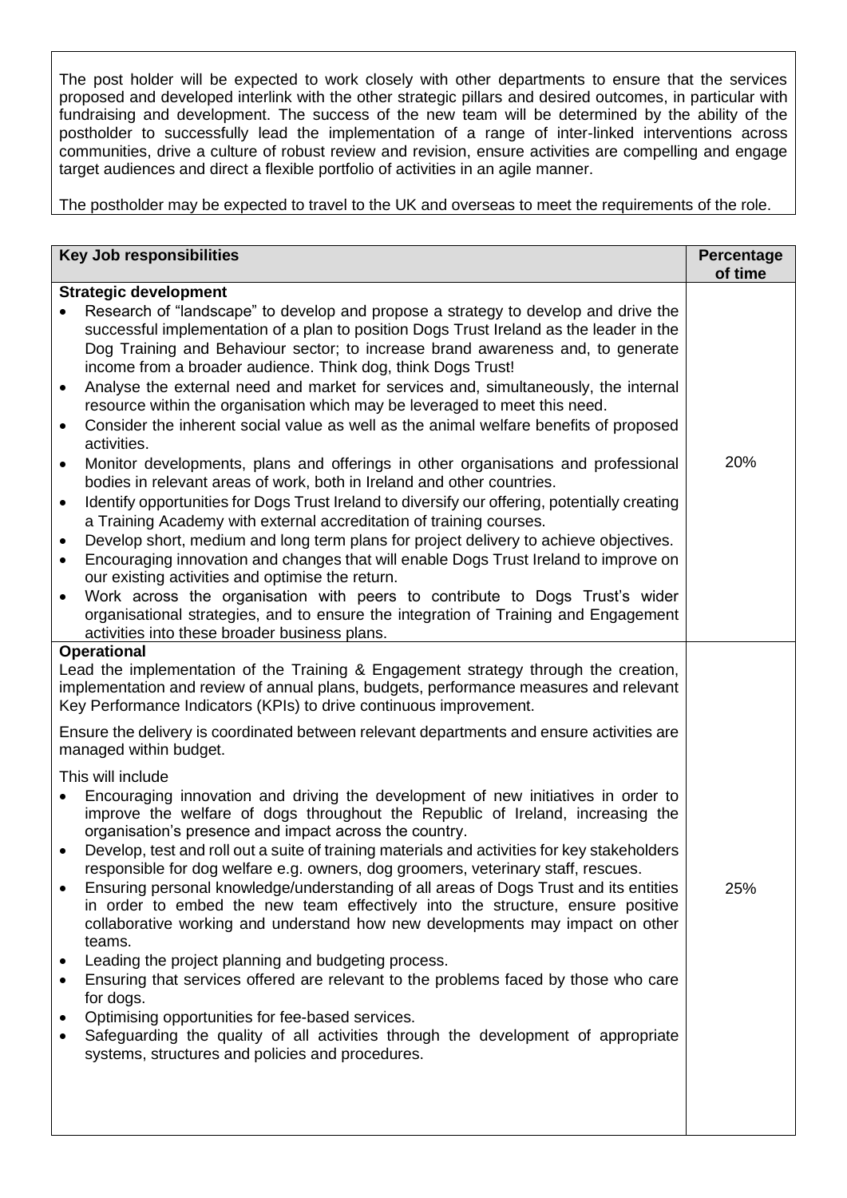The post holder will be expected to work closely with other departments to ensure that the services proposed and developed interlink with the other strategic pillars and desired outcomes, in particular with fundraising and development. The success of the new team will be determined by the ability of the postholder to successfully lead the implementation of a range of inter-linked interventions across communities, drive a culture of robust review and revision, ensure activities are compelling and engage target audiences and direct a flexible portfolio of activities in an agile manner.

The postholder may be expected to travel to the UK and overseas to meet the requirements of the role.

| Key Job responsibilities | Percentage of time |
| --- | --- |
| **Strategic development**<br>• Research of "landscape" to develop and propose a strategy to develop and drive the successful implementation of a plan to position Dogs Trust Ireland as the leader in the Dog Training and Behaviour sector; to increase brand awareness and, to generate income from a broader audience. Think dog, think Dogs Trust!<br>• Analyse the external need and market for services and, simultaneously, the internal resource within the organisation which may be leveraged to meet this need.<br>• Consider the inherent social value as well as the animal welfare benefits of proposed activities.<br>• Monitor developments, plans and offerings in other organisations and professional bodies in relevant areas of work, both in Ireland and other countries.<br>• Identify opportunities for Dogs Trust Ireland to diversify our offering, potentially creating a Training Academy with external accreditation of training courses.<br>• Develop short, medium and long term plans for project delivery to achieve objectives.<br>• Encouraging innovation and changes that will enable Dogs Trust Ireland to improve on our existing activities and optimise the return.<br>• Work across the organisation with peers to contribute to Dogs Trust's wider organisational strategies, and to ensure the integration of Training and Engagement activities into these broader business plans. | 20% |
| **Operational**<br>Lead the implementation of the Training & Engagement strategy through the creation, implementation and review of annual plans, budgets, performance measures and relevant Key Performance Indicators (KPIs) to drive continuous improvement.<br><br>Ensure the delivery is coordinated between relevant departments and ensure activities are managed within budget.<br><br>This will include<br>• Encouraging innovation and driving the development of new initiatives in order to improve the welfare of dogs throughout the Republic of Ireland, increasing the organisation's presence and impact across the country.<br>• Develop, test and roll out a suite of training materials and activities for key stakeholders responsible for dog welfare e.g. owners, dog groomers, veterinary staff, rescues.<br>• Ensuring personal knowledge/understanding of all areas of Dogs Trust and its entities in order to embed the new team effectively into the structure, ensure positive collaborative working and understand how new developments may impact on other teams.<br>• Leading the project planning and budgeting process.<br>• Ensuring that services offered are relevant to the problems faced by those who care for dogs.<br>• Optimising opportunities for fee-based services.<br>• Safeguarding the quality of all activities through the development of appropriate systems, structures and policies and procedures. | 25% |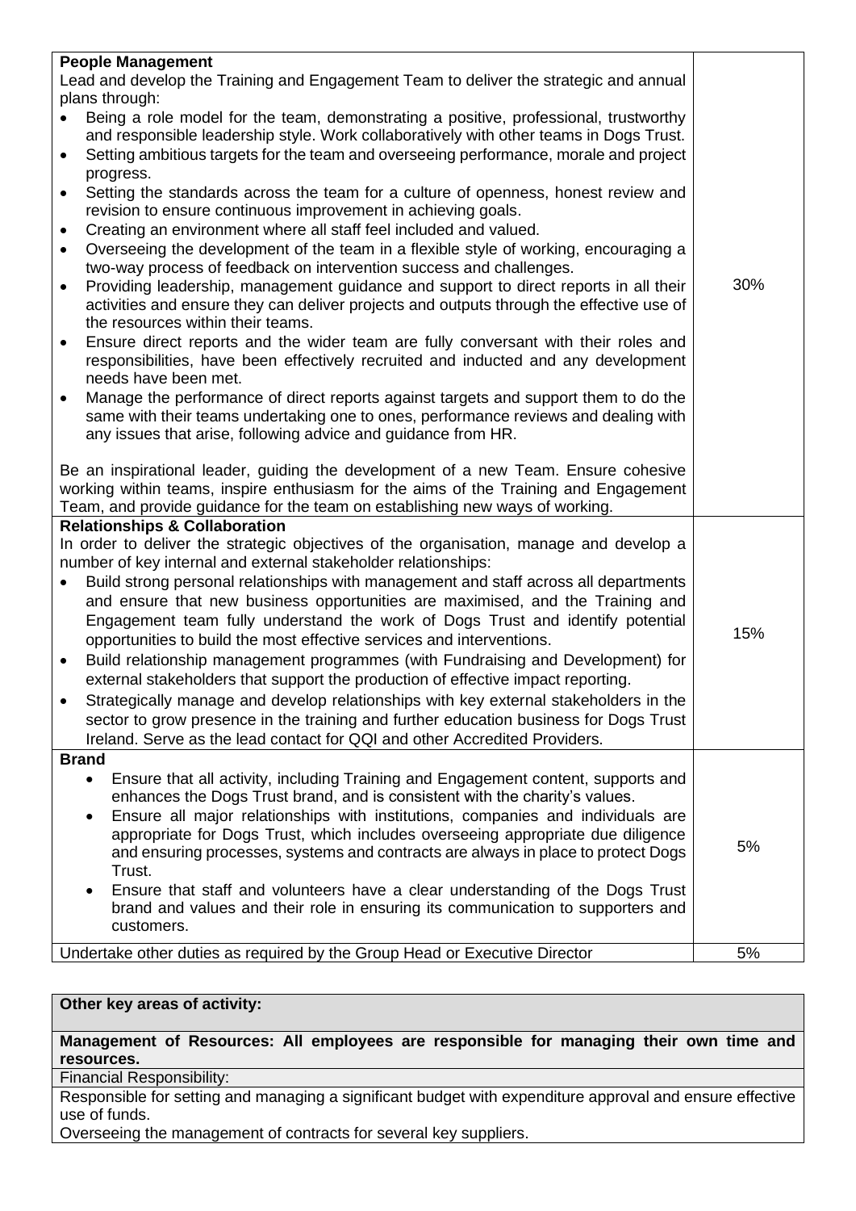| | |
|---|---|
| **People Management**<br>Lead and develop the Training and Engagement Team to deliver the strategic and annual plans through:<br>• Being a role model for the team, demonstrating a positive, professional, trustworthy and responsible leadership style. Work collaboratively with other teams in Dogs Trust.<br>• Setting ambitious targets for the team and overseeing performance, morale and project progress.<br>• Setting the standards across the team for a culture of openness, honest review and revision to ensure continuous improvement in achieving goals.<br>• Creating an environment where all staff feel included and valued.<br>• Overseeing the development of the team in a flexible style of working, encouraging a two-way process of feedback on intervention success and challenges.<br>• Providing leadership, management guidance and support to direct reports in all their activities and ensure they can deliver projects and outputs through the effective use of the resources within their teams.<br>• Ensure direct reports and the wider team are fully conversant with their roles and responsibilities, have been effectively recruited and inducted and any development needs have been met.<br>• Manage the performance of direct reports against targets and support them to do the same with their teams undertaking one to ones, performance reviews and dealing with any issues that arise, following advice and guidance from HR.<br><br>Be an inspirational leader, guiding the development of a new Team. Ensure cohesive working within teams, inspire enthusiasm for the aims of the Training and Engagement Team, and provide guidance for the team on establishing new ways of working. | 30% |
| **Relationships & Collaboration**<br>In order to deliver the strategic objectives of the organisation, manage and develop a number of key internal and external stakeholder relationships:<br>• Build strong personal relationships with management and staff across all departments and ensure that new business opportunities are maximised, and the Training and Engagement team fully understand the work of Dogs Trust and identify potential opportunities to build the most effective services and interventions.<br>• Build relationship management programmes (with Fundraising and Development) for external stakeholders that support the production of effective impact reporting.<br>• Strategically manage and develop relationships with key external stakeholders in the sector to grow presence in the training and further education business for Dogs Trust Ireland. Serve as the lead contact for QQI and other Accredited Providers. | 15% |
| **Brand**<br>• Ensure that all activity, including Training and Engagement content, supports and enhances the Dogs Trust brand, and is consistent with the charity's values.<br>• Ensure all major relationships with institutions, companies and individuals are appropriate for Dogs Trust, which includes overseeing appropriate due diligence and ensuring processes, systems and contracts are always in place to protect Dogs Trust.<br>• Ensure that staff and volunteers have a clear understanding of the Dogs Trust brand and values and their role in ensuring its communication to supporters and customers. | 5% |
| Undertake other duties as required by the Group Head or Executive Director | 5% |

| **Other key areas of activity:** |
|---|
| **Management of Resources: All employees are responsible for managing their own time and resources.** |
| Financial Responsibility: |
| Responsible for setting and managing a significant budget with expenditure approval and ensure effective use of funds.<br>Overseeing the management of contracts for several key suppliers. |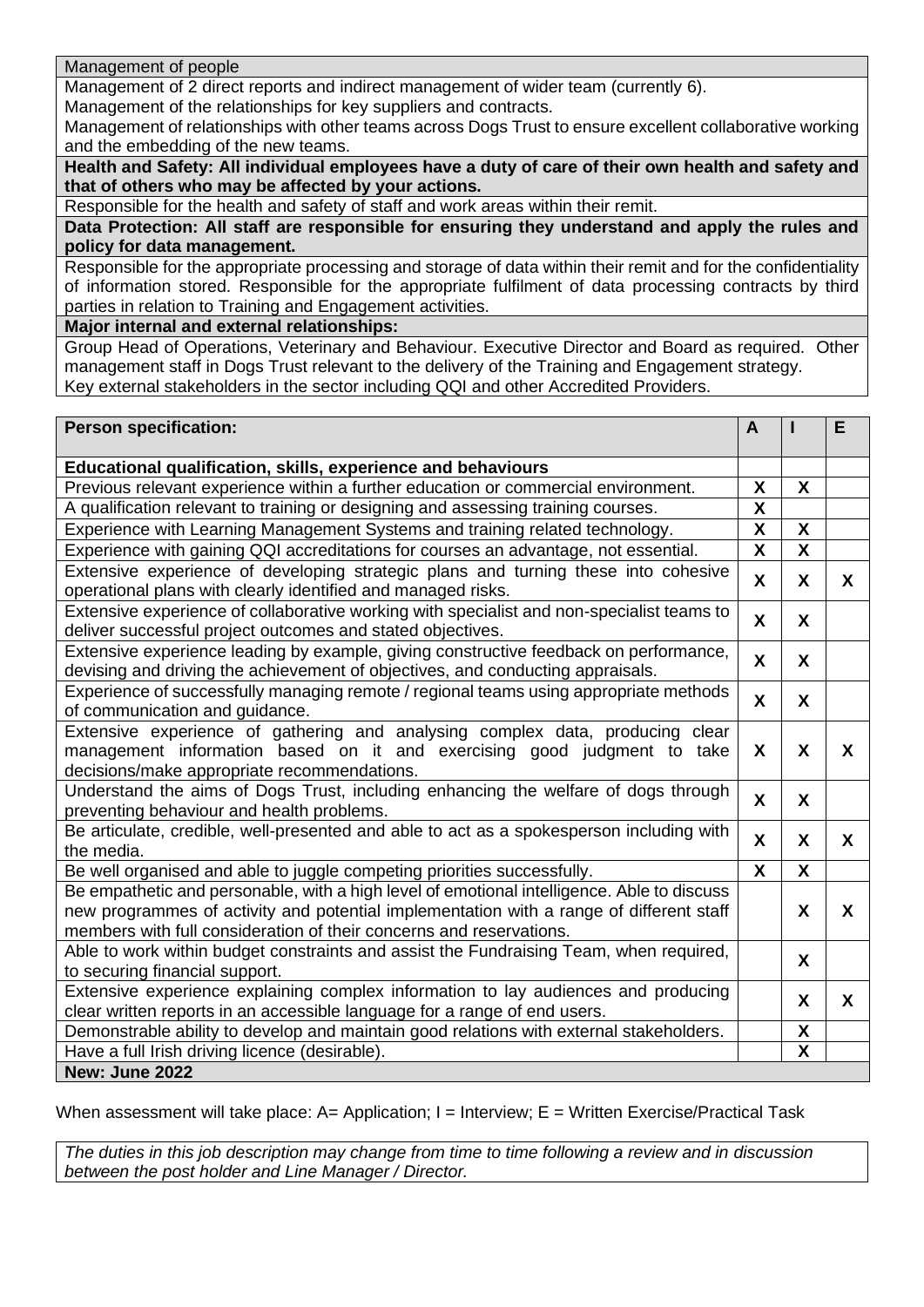| Management of people |
| --- |
| Management of 2 direct reports and indirect management of wider team (currently 6). Management of the relationships for key suppliers and contracts. Management of relationships with other teams across Dogs Trust to ensure excellent collaborative working and the embedding of the new teams. |
| **Health and Safety: All individual employees have a duty of care of their own health and safety and that of others who may be affected by your actions.** |
| Responsible for the health and safety of staff and work areas within their remit. |
| **Data Protection: All staff are responsible for ensuring they understand and apply the rules and policy for data management.** |
| Responsible for the appropriate processing and storage of data within their remit and for the confidentiality of information stored. Responsible for the appropriate fulfilment of data processing contracts by third parties in relation to Training and Engagement activities. |
| **Major internal and external relationships:** |
| Group Head of Operations, Veterinary and Behaviour. Executive Director and Board as required. Other management staff in Dogs Trust relevant to the delivery of the Training and Engagement strategy. Key external stakeholders in the sector including QQI and other Accredited Providers. |

| **Person specification:** | **A** | **I** | **E** |
| --- | --- | --- | --- |
| **Educational qualification, skills, experience and behaviours** | | | |
| Previous relevant experience within a further education or commercial environment. | X | X | |
| A qualification relevant to training or designing and assessing training courses. | X | | |
| Experience with Learning Management Systems and training related technology. | X | X | |
| Experience with gaining QQI accreditations for courses an advantage, not essential. | X | X | |
| Extensive experience of developing strategic plans and turning these into cohesive operational plans with clearly identified and managed risks. | X | X | X |
| Extensive experience of collaborative working with specialist and non-specialist teams to deliver successful project outcomes and stated objectives. | X | X | |
| Extensive experience leading by example, giving constructive feedback on performance, devising and driving the achievement of objectives, and conducting appraisals. | X | X | |
| Experience of successfully managing remote / regional teams using appropriate methods of communication and guidance. | X | X | |
| Extensive experience of gathering and analysing complex data, producing clear management information based on it and exercising good judgment to take decisions/make appropriate recommendations. | X | X | X |
| Understand the aims of Dogs Trust, including enhancing the welfare of dogs through preventing behaviour and health problems. | X | X | |
| Be articulate, credible, well-presented and able to act as a spokesperson including with the media. | X | X | X |
| Be well organised and able to juggle competing priorities successfully. | X | X | |
| Be empathetic and personable, with a high level of emotional intelligence. Able to discuss new programmes of activity and potential implementation with a range of different staff members with full consideration of their concerns and reservations. | | X | X |
| Able to work within budget constraints and assist the Fundraising Team, when required, to securing financial support. | | X | |
| Extensive experience explaining complex information to lay audiences and producing clear written reports in an accessible language for a range of end users. | | X | X |
| Demonstrable ability to develop and maintain good relations with external stakeholders. | | X | |
| Have a full Irish driving licence (desirable). | | X | |
| **New: June 2022** | | | |

When assessment will take place: A= Application; I = Interview; E = Written Exercise/Practical Task

*The duties in this job description may change from time to time following a review and in discussion between the post holder and Line Manager / Director.*